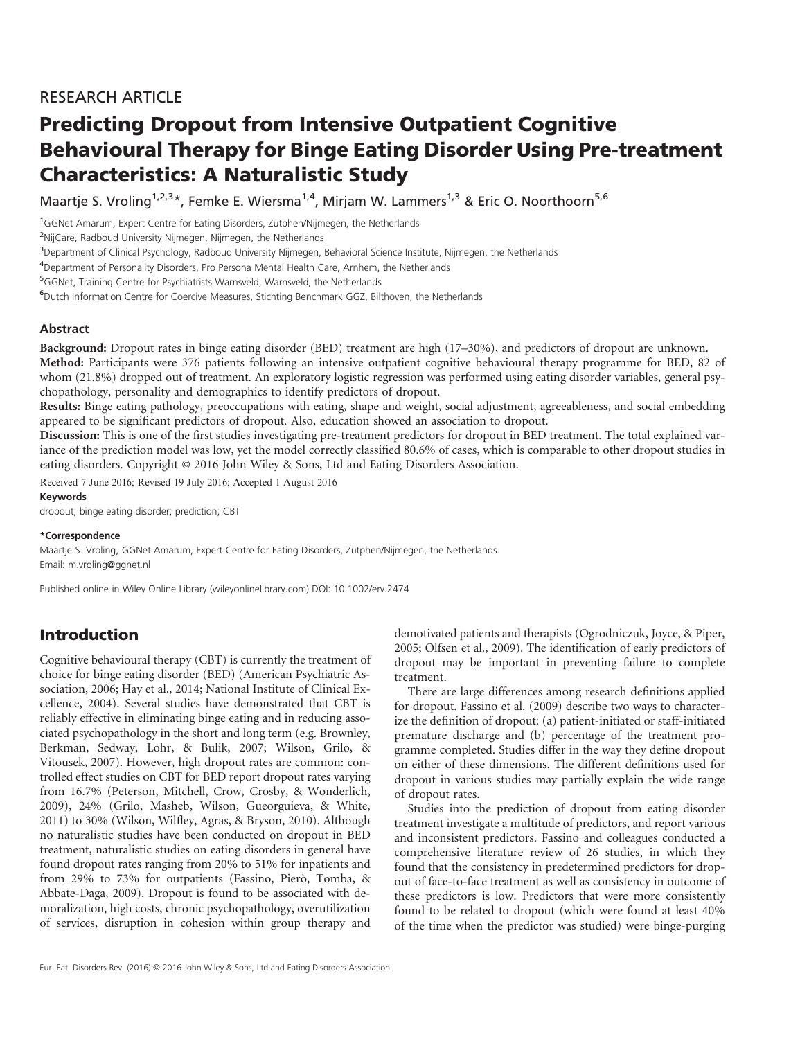RESEARCH ARTICLE

# Predicting Dropout from Intensive Outpatient Cognitive Behavioural Therapy for Binge Eating Disorder Using Pre-treatment Characteristics: A Naturalistic Study

Maartje S. Vroling[1,2,3]*, Femke E. Wiersma[1,4], Mirjam W. Lammers[1,3] & Eric O. Noorthoorn[5,6]

[1]GGNet Amarum, Expert Centre for Eating Disorders, Zutphen/Nijmegen, the Netherlands

[2]NijCare, Radboud University Nijmegen, Nijmegen, the Netherlands

[3]Department of Clinical Psychology, Radboud University Nijmegen, Behavioral Science Institute, Nijmegen, the Netherlands

[4]Department of Personality Disorders, Pro Persona Mental Health Care, Arnhem, the Netherlands

[5]GGNet, Training Centre for Psychiatrists Warnsveld, Warnsveld, the Netherlands

[6]Dutch Information Centre for Coercive Measures, Stichting Benchmark GGZ, Bilthoven, the Netherlands

## Abstract

**Background:** Dropout rates in binge eating disorder (BED) treatment are high (17–30%), and predictors of dropout are unknown.

**Method:** Participants were 376 patients following an intensive outpatient cognitive behavioural therapy programme for BED, 82 of whom (21.8%) dropped out of treatment. An exploratory logistic regression was performed using eating disorder variables, general psychopathology, personality and demographics to identify predictors of dropout.

**Results:** Binge eating pathology, preoccupations with eating, shape and weight, social adjustment, agreeableness, and social embedding appeared to be significant predictors of dropout. Also, education showed an association to dropout.

**Discussion:** This is one of the first studies investigating pre-treatment predictors for dropout in BED treatment. The total explained variance of the prediction model was low, yet the model correctly classified 80.6% of cases, which is comparable to other dropout studies in eating disorders. Copyright © 2016 John Wiley & Sons, Ltd and Eating Disorders Association.

Received 7 June 2016; Revised 19 July 2016; Accepted 1 August 2016

**Keywords**

dropout; binge eating disorder; prediction; CBT

**\*Correspondence**

Maartje S. Vroling, GGNet Amarum, Expert Centre for Eating Disorders, Zutphen/Nijmegen, the Netherlands.
Email: m.vroling@ggnet.nl

Published online in Wiley Online Library (wileyonlinelibrary.com) DOI: 10.1002/erv.2474

## Introduction

Cognitive behavioural therapy (CBT) is currently the treatment of choice for binge eating disorder (BED) (American Psychiatric Association, 2006; Hay et al., 2014; National Institute of Clinical Excellence, 2004). Several studies have demonstrated that CBT is reliably effective in eliminating binge eating and in reducing associated psychopathology in the short and long term (e.g. Brownley, Berkman, Sedway, Lohr, & Bulik, 2007; Wilson, Grilo, & Vitousek, 2007). However, high dropout rates are common: controlled effect studies on CBT for BED report dropout rates varying from 16.7% (Peterson, Mitchell, Crow, Crosby, & Wonderlich, 2009), 24% (Grilo, Masheb, Wilson, Gueorguieva, & White, 2011) to 30% (Wilson, Wilfley, Agras, & Bryson, 2010). Although no naturalistic studies have been conducted on dropout in BED treatment, naturalistic studies on eating disorders in general have found dropout rates ranging from 20% to 51% for inpatients and from 29% to 73% for outpatients (Fassino, Pierò, Tomba, & Abbate-Daga, 2009). Dropout is found to be associated with demoralization, high costs, chronic psychopathology, overutilization of services, disruption in cohesion within group therapy and demotivated patients and therapists (Ogrodniczuk, Joyce, & Piper, 2005; Olfsen et al., 2009). The identification of early predictors of dropout may be important in preventing failure to complete treatment.

There are large differences among research definitions applied for dropout. Fassino et al. (2009) describe two ways to characterize the definition of dropout: (a) patient-initiated or staff-initiated premature discharge and (b) percentage of the treatment programme completed. Studies differ in the way they define dropout on either of these dimensions. The different definitions used for dropout in various studies may partially explain the wide range of dropout rates.

Studies into the prediction of dropout from eating disorder treatment investigate a multitude of predictors, and report various and inconsistent predictors. Fassino and colleagues conducted a comprehensive literature review of 26 studies, in which they found that the consistency in predetermined predictors for dropout of face-to-face treatment as well as consistency in outcome of these predictors is low. Predictors that were more consistently found to be related to dropout (which were found at least 40% of the time when the predictor was studied) were binge-purging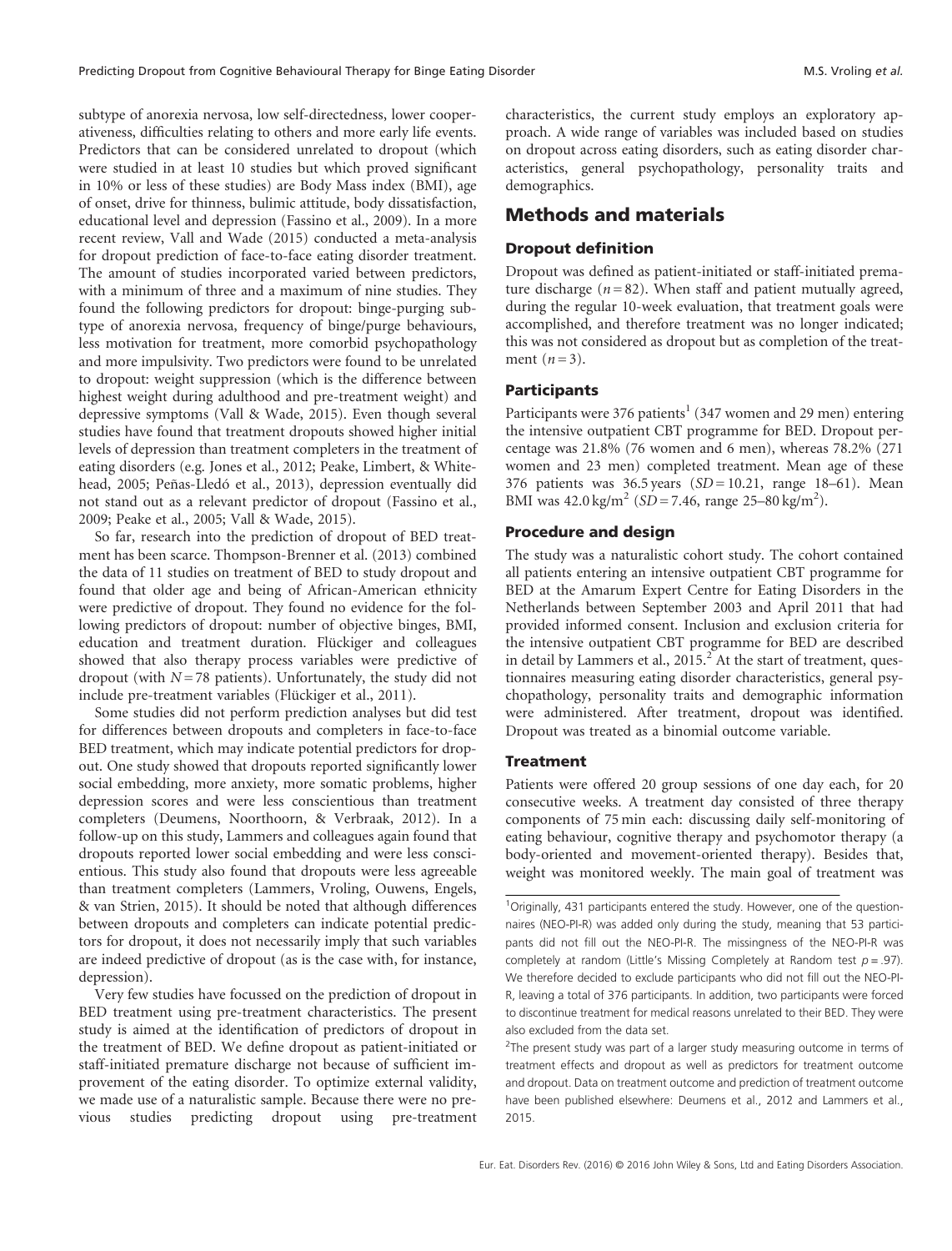subtype of anorexia nervosa, low self-directedness, lower cooperativeness, difficulties relating to others and more early life events. Predictors that can be considered unrelated to dropout (which were studied in at least 10 studies but which proved significant in 10% or less of these studies) are Body Mass index (BMI), age of onset, drive for thinness, bulimic attitude, body dissatisfaction, educational level and depression (Fassino et al., 2009). In a more recent review, Vall and Wade (2015) conducted a meta-analysis for dropout prediction of face-to-face eating disorder treatment. The amount of studies incorporated varied between predictors, with a minimum of three and a maximum of nine studies. They found the following predictors for dropout: binge-purging subtype of anorexia nervosa, frequency of binge/purge behaviours, less motivation for treatment, more comorbid psychopathology and more impulsivity. Two predictors were found to be unrelated to dropout: weight suppression (which is the difference between highest weight during adulthood and pre-treatment weight) and depressive symptoms (Vall & Wade, 2015). Even though several studies have found that treatment dropouts showed higher initial levels of depression than treatment completers in the treatment of eating disorders (e.g. Jones et al., 2012; Peake, Limbert, & Whitehead, 2005; Peñas-Lledó et al., 2013), depression eventually did not stand out as a relevant predictor of dropout (Fassino et al., 2009; Peake et al., 2005; Vall & Wade, 2015).

So far, research into the prediction of dropout of BED treatment has been scarce. Thompson-Brenner et al. (2013) combined the data of 11 studies on treatment of BED to study dropout and found that older age and being of African-American ethnicity were predictive of dropout. They found no evidence for the following predictors of dropout: number of objective binges, BMI, education and treatment duration. Flückiger and colleagues showed that also therapy process variables were predictive of dropout (with $N = 78$ patients). Unfortunately, the study did not include pre-treatment variables (Flückiger et al., 2011).

Some studies did not perform prediction analyses but did test for differences between dropouts and completers in face-to-face BED treatment, which may indicate potential predictors for dropout. One study showed that dropouts reported significantly lower social embedding, more anxiety, more somatic problems, higher depression scores and were less conscientious than treatment completers (Deumens, Noorthoorn, & Verbraak, 2012). In a follow-up on this study, Lammers and colleagues again found that dropouts reported lower social embedding and were less conscientious. This study also found that dropouts were less agreeable than treatment completers (Lammers, Vroling, Ouwens, Engels, & van Strien, 2015). It should be noted that although differences between dropouts and completers can indicate potential predictors for dropout, it does not necessarily imply that such variables are indeed predictive of dropout (as is the case with, for instance, depression).

Very few studies have focussed on the prediction of dropout in BED treatment using pre-treatment characteristics. The present study is aimed at the identification of predictors of dropout in the treatment of BED. We define dropout as patient-initiated or staff-initiated premature discharge not because of sufficient improvement of the eating disorder. To optimize external validity, we made use of a naturalistic sample. Because there were no previous studies predicting dropout using pre-treatment characteristics, the current study employs an exploratory approach. A wide range of variables was included based on studies on dropout across eating disorders, such as eating disorder characteristics, general psychopathology, personality traits and demographics.

## Methods and materials

### Dropout definition

Dropout was defined as patient-initiated or staff-initiated premature discharge ($n = 82$). When staff and patient mutually agreed, during the regular 10-week evaluation, that treatment goals were accomplished, and therefore treatment was no longer indicated; this was not considered as dropout but as completion of the treatment ($n = 3$).

### Participants

Participants were 376 patients[1] (347 women and 29 men) entering the intensive outpatient CBT programme for BED. Dropout percentage was 21.8% (76 women and 6 men), whereas 78.2% (271 women and 23 men) completed treatment. Mean age of these 376 patients was 36.5 years ($SD = 10.21$, range 18–61). Mean BMI was 42.0 kg/m$^2$ ($SD = 7.46$, range 25–80 kg/m$^2$).

### Procedure and design

The study was a naturalistic cohort study. The cohort contained all patients entering an intensive outpatient CBT programme for BED at the Amarum Expert Centre for Eating Disorders in the Netherlands between September 2003 and April 2011 that had provided informed consent. Inclusion and exclusion criteria for the intensive outpatient CBT programme for BED are described in detail by Lammers et al., 2015.[2] At the start of treatment, questionnaires measuring eating disorder characteristics, general psychopathology, personality traits and demographic information were administered. After treatment, dropout was identified. Dropout was treated as a binomial outcome variable.

### Treatment

Patients were offered 20 group sessions of one day each, for 20 consecutive weeks. A treatment day consisted of three therapy components of 75 min each: discussing daily self-monitoring of eating behaviour, cognitive therapy and psychomotor therapy (a body-oriented and movement-oriented therapy). Besides that, weight was monitored weekly. The main goal of treatment was

[1]Originally, 431 participants entered the study. However, one of the questionnaires (NEO-PI-R) was added only during the study, meaning that 53 participants did not fill out the NEO-PI-R. The missingness of the NEO-PI-R was completely at random (Little's Missing Completely at Random test $p = .97$). We therefore decided to exclude participants who did not fill out the NEO-PI-R, leaving a total of 376 participants. In addition, two participants were forced to discontinue treatment for medical reasons unrelated to their BED. They were also excluded from the data set.

[2]The present study was part of a larger study measuring outcome in terms of treatment effects and dropout as well as predictors for treatment outcome and dropout. Data on treatment outcome and prediction of treatment outcome have been published elsewhere: Deumens et al., 2012 and Lammers et al., 2015.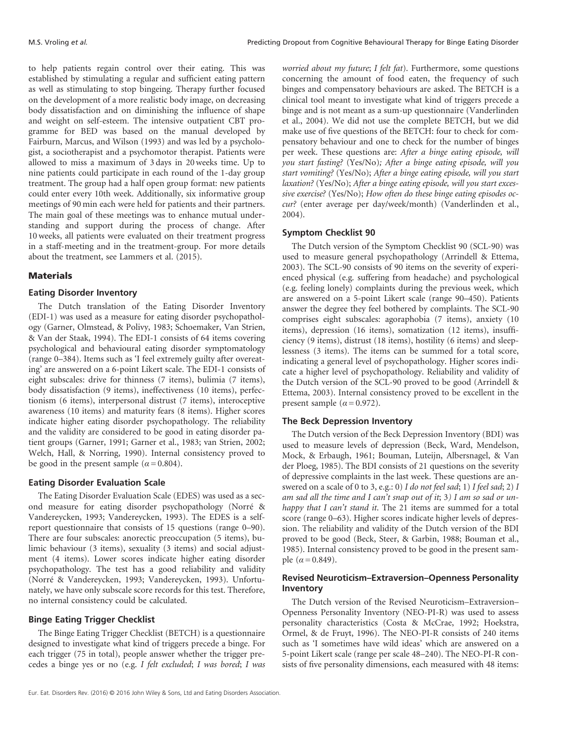to help patients regain control over their eating. This was established by stimulating a regular and sufficient eating pattern as well as stimulating to stop bingeing. Therapy further focused on the development of a more realistic body image, on decreasing body dissatisfaction and on diminishing the influence of shape and weight on self-esteem. The intensive outpatient CBT programme for BED was based on the manual developed by Fairburn, Marcus, and Wilson (1993) and was led by a psychologist, a sociotherapist and a psychomotor therapist. Patients were allowed to miss a maximum of 3 days in 20 weeks time. Up to nine patients could participate in each round of the 1-day group treatment. The group had a half open group format: new patients could enter every 10th week. Additionally, six informative group meetings of 90 min each were held for patients and their partners. The main goal of these meetings was to enhance mutual understanding and support during the process of change. After 10 weeks, all patients were evaluated on their treatment progress in a staff-meeting and in the treatment-group. For more details about the treatment, see Lammers et al. (2015).

## Materials

### Eating Disorder Inventory

The Dutch translation of the Eating Disorder Inventory (EDI-1) was used as a measure for eating disorder psychopathology (Garner, Olmstead, & Polivy, 1983; Schoemaker, Van Strien, & Van der Staak, 1994). The EDI-1 consists of 64 items covering psychological and behavioural eating disorder symptomatology (range 0–384). Items such as 'I feel extremely guilty after overeating' are answered on a 6-point Likert scale. The EDI-1 consists of eight subscales: drive for thinness (7 items), bulimia (7 items), body dissatisfaction (9 items), ineffectiveness (10 items), perfectionism (6 items), interpersonal distrust (7 items), interoceptive awareness (10 items) and maturity fears (8 items). Higher scores indicate higher eating disorder psychopathology. The reliability and the validity are considered to be good in eating disorder patient groups (Garner, 1991; Garner et al., 1983; van Strien, 2002; Welch, Hall, & Norring, 1990). Internal consistency proved to be good in the present sample ($\alpha = 0.804$).

### Eating Disorder Evaluation Scale

The Eating Disorder Evaluation Scale (EDES) was used as a second measure for eating disorder psychopathology (Norré & Vandereycken, 1993; Vandereycken, 1993). The EDES is a self-report questionnaire that consists of 15 questions (range 0–90). There are four subscales: anorectic preoccupation (5 items), bulimic behaviour (3 items), sexuality (3 items) and social adjustment (4 items). Lower scores indicate higher eating disorder psychopathology. The test has a good reliability and validity (Norré & Vandereycken, 1993; Vandereycken, 1993). Unfortunately, we have only subscale score records for this test. Therefore, no internal consistency could be calculated.

### Binge Eating Trigger Checklist

The Binge Eating Trigger Checklist (BETCH) is a questionnaire designed to investigate what kind of triggers precede a binge. For each trigger (75 in total), people answer whether the trigger precedes a binge yes or no (e.g. *I felt excluded*; *I was bored*; *I was worried about my future*; *I felt fat*). Furthermore, some questions concerning the amount of food eaten, the frequency of such binges and compensatory behaviours are asked. The BETCH is a clinical tool meant to investigate what kind of triggers precede a binge and is not meant as a sum-up questionnaire (Vanderlinden et al., 2004). We did not use the complete BETCH, but we did make use of five questions of the BETCH: four to check for compensatory behaviour and one to check for the number of binges per week. These questions are: *After a binge eating episode, will you start fasting?* (Yes/No)*; After a binge eating episode, will you start vomiting?* (Yes/No); *After a binge eating episode, will you start laxation?* (Yes/No); *After a binge eating episode, will you start excessive exercise?* (Yes/No); *How often do these binge eating episodes occur?* (enter average per day/week/month) (Vanderlinden et al., 2004).

### Symptom Checklist 90

The Dutch version of the Symptom Checklist 90 (SCL-90) was used to measure general psychopathology (Arrindell & Ettema, 2003). The SCL-90 consists of 90 items on the severity of experienced physical (e.g. suffering from headache) and psychological (e.g. feeling lonely) complaints during the previous week, which are answered on a 5-point Likert scale (range 90–450). Patients answer the degree they feel bothered by complaints. The SCL-90 comprises eight subscales: agoraphobia (7 items), anxiety (10 items), depression (16 items), somatization (12 items), insufficiency (9 items), distrust (18 items), hostility (6 items) and sleeplessness (3 items). The items can be summed for a total score, indicating a general level of psychopathology. Higher scores indicate a higher level of psychopathology. Reliability and validity of the Dutch version of the SCL-90 proved to be good (Arrindell & Ettema, 2003). Internal consistency proved to be excellent in the present sample ($\alpha = 0.972$).

### The Beck Depression Inventory

The Dutch version of the Beck Depression Inventory (BDI) was used to measure levels of depression (Beck, Ward, Mendelson, Mock, & Erbaugh, 1961; Bouman, Luteijn, Albersnagel, & Van der Ploeg, 1985). The BDI consists of 21 questions on the severity of depressive complaints in the last week. These questions are answered on a scale of 0 to 3, e.g.: 0) *I do not feel sad*; 1) *I feel sad*; 2) *I am sad all the time and I can't snap out of it*; 3) *I am so sad or unhappy that I can't stand it*. The 21 items are summed for a total score (range 0–63). Higher scores indicate higher levels of depression. The reliability and validity of the Dutch version of the BDI proved to be good (Beck, Steer, & Garbin, 1988; Bouman et al., 1985). Internal consistency proved to be good in the present sample ($\alpha = 0.849$).

### Revised Neuroticism–Extraversion–Openness Personality Inventory

The Dutch version of the Revised Neuroticism–Extraversion–Openness Personality Inventory (NEO-PI-R) was used to assess personality characteristics (Costa & McCrae, 1992; Hoekstra, Ormel, & de Fruyt, 1996). The NEO-PI-R consists of 240 items such as 'I sometimes have wild ideas' which are answered on a 5-point Likert scale (range per scale 48–240). The NEO-PI-R consists of five personality dimensions, each measured with 48 items: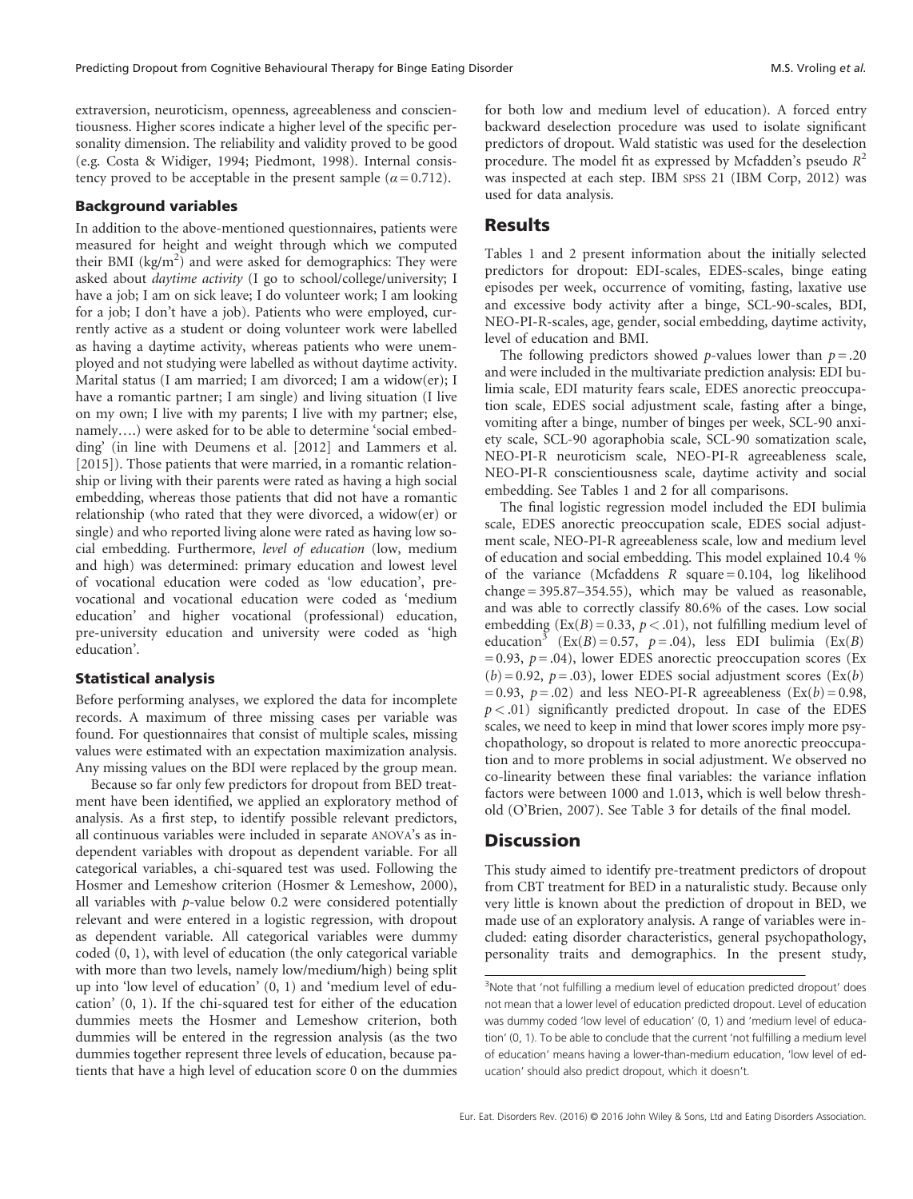extraversion, neuroticism, openness, agreeableness and conscientiousness. Higher scores indicate a higher level of the specific personality dimension. The reliability and validity proved to be good (e.g. Costa & Widiger, 1994; Piedmont, 1998). Internal consistency proved to be acceptable in the present sample ($\alpha = 0.712$).

### Background variables

In addition to the above-mentioned questionnaires, patients were measured for height and weight through which we computed their BMI (kg/m$^2$) and were asked for demographics: They were asked about *daytime activity* (I go to school/college/university; I have a job; I am on sick leave; I do volunteer work; I am looking for a job; I don't have a job). Patients who were employed, currently active as a student or doing volunteer work were labelled as having a daytime activity, whereas patients who were unemployed and not studying were labelled as without daytime activity. Marital status (I am married; I am divorced; I am a widow(er); I have a romantic partner; I am single) and living situation (I live on my own; I live with my parents; I live with my partner; else, namely….) were asked for to be able to determine 'social embedding' (in line with Deumens et al. [2012] and Lammers et al. [2015]). Those patients that were married, in a romantic relationship or living with their parents were rated as having a high social embedding, whereas those patients that did not have a romantic relationship (who rated that they were divorced, a widow(er) or single) and who reported living alone were rated as having low social embedding. Furthermore, *level of education* (low, medium and high) was determined: primary education and lowest level of vocational education were coded as 'low education', prevocational and vocational education were coded as 'medium education' and higher vocational (professional) education, pre-university education and university were coded as 'high education'.

### Statistical analysis

Before performing analyses, we explored the data for incomplete records. A maximum of three missing cases per variable was found. For questionnaires that consist of multiple scales, missing values were estimated with an expectation maximization analysis. Any missing values on the BDI were replaced by the group mean.

Because so far only few predictors for dropout from BED treatment have been identified, we applied an exploratory method of analysis. As a first step, to identify possible relevant predictors, all continuous variables were included in separate ANOVA's as independent variables with dropout as dependent variable. For all categorical variables, a chi-squared test was used. Following the Hosmer and Lemeshow criterion (Hosmer & Lemeshow, 2000), all variables with *p*-value below 0.2 were considered potentially relevant and were entered in a logistic regression, with dropout as dependent variable. All categorical variables were dummy coded (0, 1), with level of education (the only categorical variable with more than two levels, namely low/medium/high) being split up into 'low level of education' (0, 1) and 'medium level of education' (0, 1). If the chi-squared test for either of the education dummies meets the Hosmer and Lemeshow criterion, both dummies will be entered in the regression analysis (as the two dummies together represent three levels of education, because patients that have a high level of education score 0 on the dummies for both low and medium level of education). A forced entry backward deselection procedure was used to isolate significant predictors of dropout. Wald statistic was used for the deselection procedure. The model fit as expressed by Mcfadden's pseudo $R^2$ was inspected at each step. IBM SPSS 21 (IBM Corp, 2012) was used for data analysis.

## Results

Tables 1 and 2 present information about the initially selected predictors for dropout: EDI-scales, EDES-scales, binge eating episodes per week, occurrence of vomiting, fasting, laxative use and excessive body activity after a binge, SCL-90-scales, BDI, NEO-PI-R-scales, age, gender, social embedding, daytime activity, level of education and BMI.

The following predictors showed *p*-values lower than $p = .20$ and were included in the multivariate prediction analysis: EDI bulimia scale, EDI maturity fears scale, EDES anorectic preoccupation scale, EDES social adjustment scale, fasting after a binge, vomiting after a binge, number of binges per week, SCL-90 anxiety scale, SCL-90 agoraphobia scale, SCL-90 somatization scale, NEO-PI-R neuroticism scale, NEO-PI-R agreeableness scale, NEO-PI-R conscientiousness scale, daytime activity and social embedding. See Tables 1 and 2 for all comparisons.

The final logistic regression model included the EDI bulimia scale, EDES anorectic preoccupation scale, EDES social adjustment scale, NEO-PI-R agreeableness scale, low and medium level of education and social embedding. This model explained 10.4 % of the variance (Mcfaddens $R$ square = 0.104, log likelihood change = 395.87–354.55), which may be valued as reasonable, and was able to correctly classify 80.6% of the cases. Low social embedding (Ex(B) = 0.33, $p < .01$), not fulfilling medium level of education[3] (Ex(B) = 0.57, $p = .04$), less EDI bulimia (Ex(B) = 0.93, $p = .04$), lower EDES anorectic preoccupation scores (Ex(b) = 0.92, $p = .03$), lower EDES social adjustment scores (Ex(b) = 0.93, $p = .02$) and less NEO-PI-R agreeableness (Ex(b) = 0.98, $p < .01$) significantly predicted dropout. In case of the EDES scales, we need to keep in mind that lower scores imply more psychopathology, so dropout is related to more anorectic preoccupation and to more problems in social adjustment. We observed no co-linearity between these final variables: the variance inflation factors were between 1000 and 1.013, which is well below threshold (O'Brien, 2007). See Table 3 for details of the final model.

## Discussion

This study aimed to identify pre-treatment predictors of dropout from CBT treatment for BED in a naturalistic study. Because only very little is known about the prediction of dropout in BED, we made use of an exploratory analysis. A range of variables were included: eating disorder characteristics, general psychopathology, personality traits and demographics. In the present study,

[3]Note that 'not fulfilling a medium level of education predicted dropout' does not mean that a lower level of education predicted dropout. Level of education was dummy coded 'low level of education' (0, 1) and 'medium level of education' (0, 1). To be able to conclude that the current 'not fulfilling a medium level of education' means having a lower-than-medium education, 'low level of education' should also predict dropout, which it doesn't.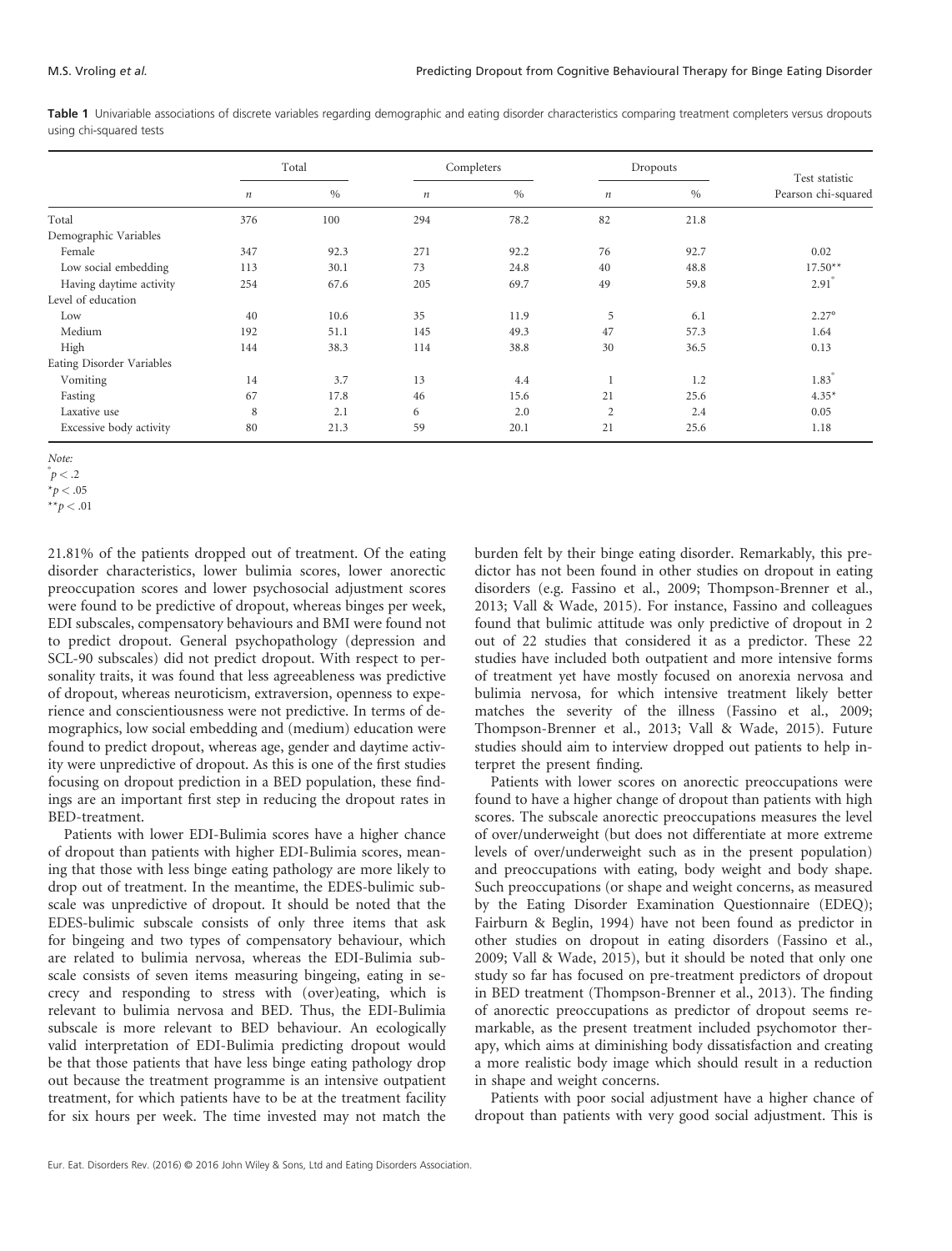**Table 1** Univariable associations of discrete variables regarding demographic and eating disorder characteristics comparing treatment completers versus dropouts using chi-squared tests

| | Total | | Completers | | Dropouts | | Test statistic |
|---|---|---|---|---|---|---|---|
| | $n$ | % | $n$ | % | $n$ | % | Pearson chi-squared |
| Total | 376 | 100 | 294 | 78.2 | 82 | 21.8 | |
| Demographic Variables | | | | | | | |
| Female | 347 | 92.3 | 271 | 92.2 | 76 | 92.7 | 0.02 |
| Low social embedding | 113 | 30.1 | 73 | 24.8 | 40 | 48.8 | 17.50** |
| Having daytime activity | 254 | 67.6 | 205 | 69.7 | 49 | 59.8 | 2.91° |
| Level of education | | | | | | | |
| Low | 40 | 10.6 | 35 | 11.9 | 5 | 6.1 | 2.27° |
| Medium | 192 | 51.1 | 145 | 49.3 | 47 | 57.3 | 1.64 |
| High | 144 | 38.3 | 114 | 38.8 | 30 | 36.5 | 0.13 |
| Eating Disorder Variables | | | | | | | |
| Vomiting | 14 | 3.7 | 13 | 4.4 | 1 | 1.2 | 1.83° |
| Fasting | 67 | 17.8 | 46 | 15.6 | 21 | 25.6 | 4.35* |
| Laxative use | 8 | 2.1 | 6 | 2.0 | 2 | 2.4 | 0.05 |
| Excessive body activity | 80 | 21.3 | 59 | 20.1 | 21 | 25.6 | 1.18 |

*Note:*
° $p < .2$
* $p < .05$
** $p < .01$

21.81% of the patients dropped out of treatment. Of the eating disorder characteristics, lower bulimia scores, lower anorectic preoccupation scores and lower psychosocial adjustment scores were found to be predictive of dropout, whereas binges per week, EDI subscales, compensatory behaviours and BMI were found not to predict dropout. General psychopathology (depression and SCL-90 subscales) did not predict dropout. With respect to personality traits, it was found that less agreeableness was predictive of dropout, whereas neuroticism, extraversion, openness to experience and conscientiousness were not predictive. In terms of demographics, low social embedding and (medium) education were found to predict dropout, whereas age, gender and daytime activity were unpredictive of dropout. As this is one of the first studies focusing on dropout prediction in a BED population, these findings are an important first step in reducing the dropout rates in BED-treatment.

Patients with lower EDI-Bulimia scores have a higher chance of dropout than patients with higher EDI-Bulimia scores, meaning that those with less binge eating pathology are more likely to drop out of treatment. In the meantime, the EDES-bulimic subscale was unpredictive of dropout. It should be noted that the EDES-bulimic subscale consists of only three items that ask for bingeing and two types of compensatory behaviour, which are related to bulimia nervosa, whereas the EDI-Bulimia subscale consists of seven items measuring bingeing, eating in secrecy and responding to stress with (over)eating, which is relevant to bulimia nervosa and BED. Thus, the EDI-Bulimia subscale is more relevant to BED behaviour. An ecologically valid interpretation of EDI-Bulimia predicting dropout would be that those patients that have less binge eating pathology drop out because the treatment programme is an intensive outpatient treatment, for which patients have to be at the treatment facility for six hours per week. The time invested may not match the burden felt by their binge eating disorder. Remarkably, this predictor has not been found in other studies on dropout in eating disorders (e.g. Fassino et al., 2009; Thompson-Brenner et al., 2013; Vall & Wade, 2015). For instance, Fassino and colleagues found that bulimic attitude was only predictive of dropout in 2 out of 22 studies that considered it as a predictor. These 22 studies have included both outpatient and more intensive forms of treatment yet have mostly focused on anorexia nervosa and bulimia nervosa, for which intensive treatment likely better matches the severity of the illness (Fassino et al., 2009; Thompson-Brenner et al., 2013; Vall & Wade, 2015). Future studies should aim to interview dropped out patients to help interpret the present finding.

Patients with lower scores on anorectic preoccupations were found to have a higher change of dropout than patients with high scores. The subscale anorectic preoccupations measures the level of over/underweight (but does not differentiate at more extreme levels of over/underweight such as in the present population) and preoccupations with eating, body weight and body shape. Such preoccupations (or shape and weight concerns, as measured by the Eating Disorder Examination Questionnaire (EDEQ); Fairburn & Beglin, 1994) have not been found as predictor in other studies on dropout in eating disorders (Fassino et al., 2009; Vall & Wade, 2015), but it should be noted that only one study so far has focused on pre-treatment predictors of dropout in BED treatment (Thompson-Brenner et al., 2013). The finding of anorectic preoccupations as predictor of dropout seems remarkable, as the present treatment included psychomotor therapy, which aims at diminishing body dissatisfaction and creating a more realistic body image which should result in a reduction in shape and weight concerns.

Patients with poor social adjustment have a higher chance of dropout than patients with very good social adjustment. This is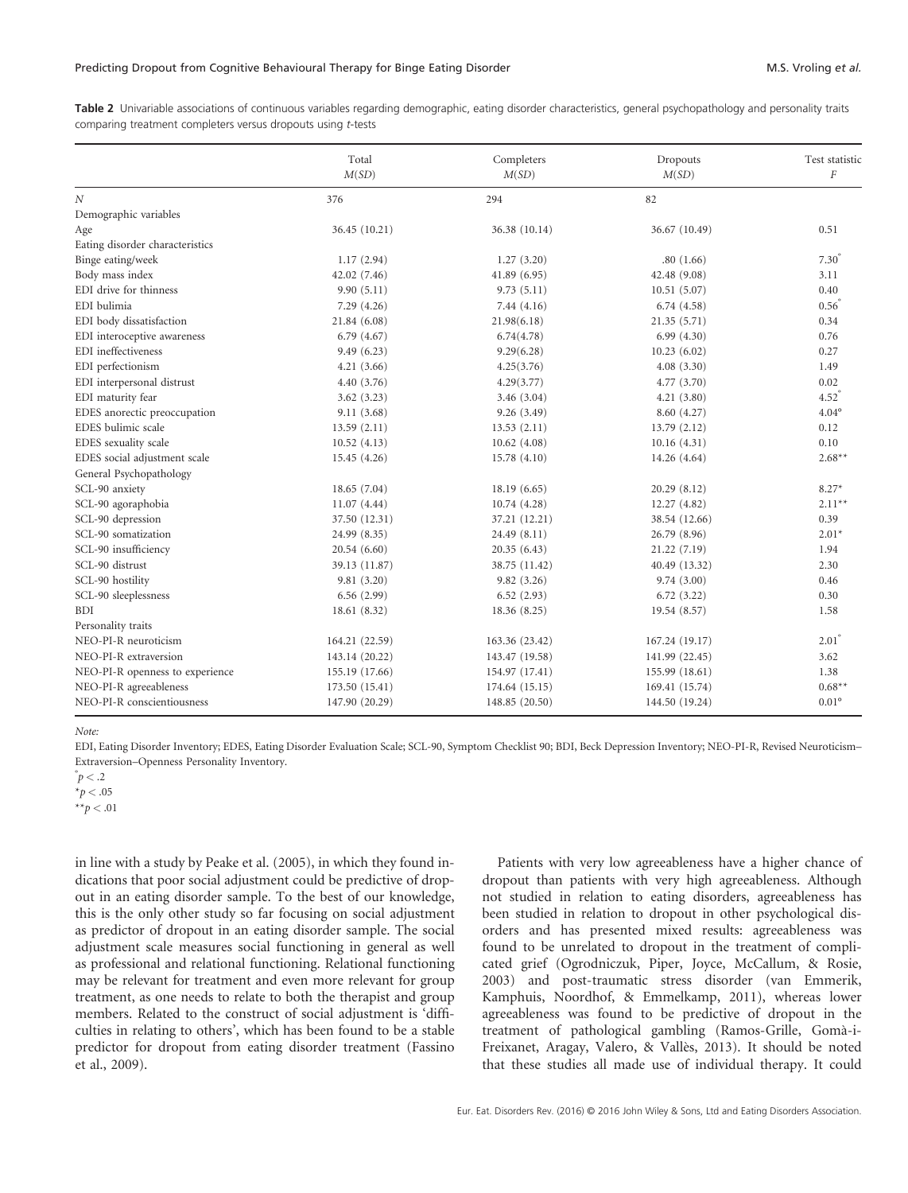**Table 2** Univariable associations of continuous variables regarding demographic, eating disorder characteristics, general psychopathology and personality traits comparing treatment completers versus dropouts using *t*-tests

| | Total $M(SD)$ | Completers $M(SD)$ | Dropouts $M(SD)$ | Test statistic $F$ |
|---|---|---|---|---|
| $N$ | 376 | 294 | 82 | |
| Demographic variables | | | | |
| Age | 36.45 (10.21) | 36.38 (10.14) | 36.67 (10.49) | 0.51 |
| Eating disorder characteristics | | | | |
| Binge eating/week | 1.17 (2.94) | 1.27 (3.20) | .80 (1.66) | 7.30° |
| Body mass index | 42.02 (7.46) | 41.89 (6.95) | 42.48 (9.08) | 3.11 |
| EDI drive for thinness | 9.90 (5.11) | 9.73 (5.11) | 10.51 (5.07) | 0.40 |
| EDI bulimia | 7.29 (4.26) | 7.44 (4.16) | 6.74 (4.58) | 0.56° |
| EDI body dissatisfaction | 21.84 (6.08) | 21.98(6.18) | 21.35 (5.71) | 0.34 |
| EDI interoceptive awareness | 6.79 (4.67) | 6.74(4.78) | 6.99 (4.30) | 0.76 |
| EDI ineffectiveness | 9.49 (6.23) | 9.29(6.28) | 10.23 (6.02) | 0.27 |
| EDI perfectionism | 4.21 (3.66) | 4.25(3.76) | 4.08 (3.30) | 1.49 |
| EDI interpersonal distrust | 4.40 (3.76) | 4.29(3.77) | 4.77 (3.70) | 0.02 |
| EDI maturity fear | 3.62 (3.23) | 3.46 (3.04) | 4.21 (3.80) | 4.52° |
| EDES anorectic preoccupation | 9.11 (3.68) | 9.26 (3.49) | 8.60 (4.27) | 4.04° |
| EDES bulimic scale | 13.59 (2.11) | 13.53 (2.11) | 13.79 (2.12) | 0.12 |
| EDES sexuality scale | 10.52 (4.13) | 10.62 (4.08) | 10.16 (4.31) | 0.10 |
| EDES social adjustment scale | 15.45 (4.26) | 15.78 (4.10) | 14.26 (4.64) | 2.68** |
| General Psychopathology | | | | |
| SCL-90 anxiety | 18.65 (7.04) | 18.19 (6.65) | 20.29 (8.12) | 8.27* |
| SCL-90 agoraphobia | 11.07 (4.44) | 10.74 (4.28) | 12.27 (4.82) | 2.11** |
| SCL-90 depression | 37.50 (12.31) | 37.21 (12.21) | 38.54 (12.66) | 0.39 |
| SCL-90 somatization | 24.99 (8.35) | 24.49 (8.11) | 26.79 (8.96) | 2.01* |
| SCL-90 insufficiency | 20.54 (6.60) | 20.35 (6.43) | 21.22 (7.19) | 1.94 |
| SCL-90 distrust | 39.13 (11.87) | 38.75 (11.42) | 40.49 (13.32) | 2.30 |
| SCL-90 hostility | 9.81 (3.20) | 9.82 (3.26) | 9.74 (3.00) | 0.46 |
| SCL-90 sleeplessness | 6.56 (2.99) | 6.52 (2.93) | 6.72 (3.22) | 0.30 |
| BDI | 18.61 (8.32) | 18.36 (8.25) | 19.54 (8.57) | 1.58 |
| Personality traits | | | | |
| NEO-PI-R neuroticism | 164.21 (22.59) | 163.36 (23.42) | 167.24 (19.17) | 2.01° |
| NEO-PI-R extraversion | 143.14 (20.22) | 143.47 (19.58) | 141.99 (22.45) | 3.62 |
| NEO-PI-R openness to experience | 155.19 (17.66) | 154.97 (17.41) | 155.99 (18.61) | 1.38 |
| NEO-PI-R agreeableness | 173.50 (15.41) | 174.64 (15.15) | 169.41 (15.74) | 0.68** |
| NEO-PI-R conscientiousness | 147.90 (20.29) | 148.85 (20.50) | 144.50 (19.24) | 0.01° |

*Note:*

EDI, Eating Disorder Inventory; EDES, Eating Disorder Evaluation Scale; SCL-90, Symptom Checklist 90; BDI, Beck Depression Inventory; NEO-PI-R, Revised Neuroticism–Extraversion–Openness Personality Inventory.

° $p < .2$

\* $p < .05$

\*\* $p < .01$

in line with a study by Peake et al. (2005), in which they found indications that poor social adjustment could be predictive of dropout in an eating disorder sample. To the best of our knowledge, this is the only other study so far focusing on social adjustment as predictor of dropout in an eating disorder sample. The social adjustment scale measures social functioning in general as well as professional and relational functioning. Relational functioning may be relevant for treatment and even more relevant for group treatment, as one needs to relate to both the therapist and group members. Related to the construct of social adjustment is 'difficulties in relating to others', which has been found to be a stable predictor for dropout from eating disorder treatment (Fassino et al., 2009).

Patients with very low agreeableness have a higher chance of dropout than patients with very high agreeableness. Although not studied in relation to eating disorders, agreeableness has been studied in relation to dropout in other psychological disorders and has presented mixed results: agreeableness was found to be unrelated to dropout in the treatment of complicated grief (Ogrodniczuk, Piper, Joyce, McCallum, & Rosie, 2003) and post-traumatic stress disorder (van Emmerik, Kamphuis, Noordhof, & Emmelkamp, 2011), whereas lower agreeableness was found to be predictive of dropout in the treatment of pathological gambling (Ramos-Grille, Gomà-i-Freixanet, Aragay, Valero, & Vallès, 2013). It should be noted that these studies all made use of individual therapy. It could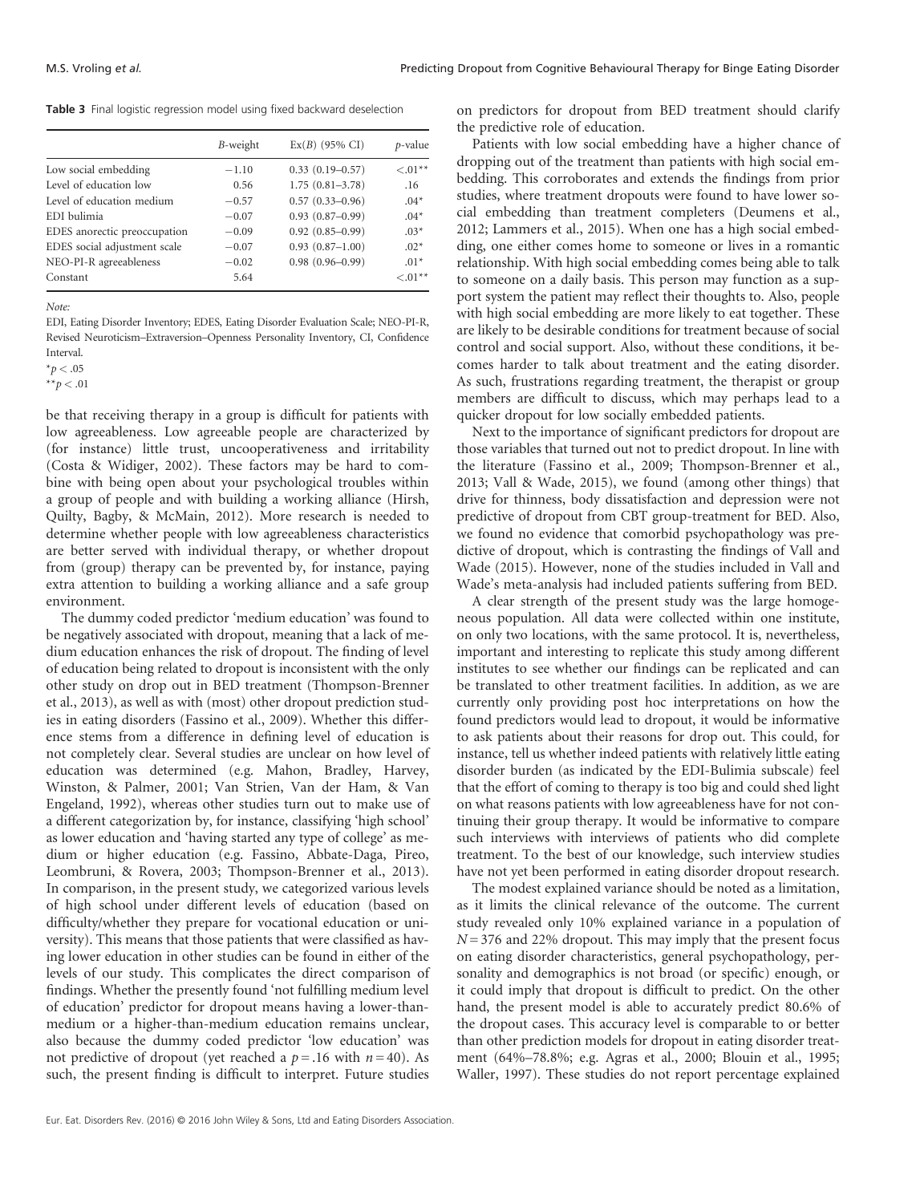Table 3 Final logistic regression model using fixed backward deselection

| | *B*-weight | Ex(*B*) (95% CI) | *p*-value |
|---|---|---|---|
| Low social embedding | −1.10 | 0.33 (0.19–0.57) | <.01** |
| Level of education low | 0.56 | 1.75 (0.81–3.78) | .16 |
| Level of education medium | −0.57 | 0.57 (0.33–0.96) | .04* |
| EDI bulimia | −0.07 | 0.93 (0.87–0.99) | .04* |
| EDES anorectic preoccupation | −0.09 | 0.92 (0.85–0.99) | .03* |
| EDES social adjustment scale | −0.07 | 0.93 (0.87–1.00) | .02* |
| NEO-PI-R agreeableness | −0.02 | 0.98 (0.96–0.99) | .01* |
| Constant | 5.64 | | <.01** |

Note:
EDI, Eating Disorder Inventory; EDES, Eating Disorder Evaluation Scale; NEO-PI-R, Revised Neuroticism–Extraversion–Openness Personality Inventory, CI, Confidence Interval.
*$p < .05$
**$p < .01$

be that receiving therapy in a group is difficult for patients with low agreeableness. Low agreeable people are characterized by (for instance) little trust, uncooperativeness and irritability (Costa & Widiger, 2002). These factors may be hard to combine with being open about your psychological troubles within a group of people and with building a working alliance (Hirsh, Quilty, Bagby, & McMain, 2012). More research is needed to determine whether people with low agreeableness characteristics are better served with individual therapy, or whether dropout from (group) therapy can be prevented by, for instance, paying extra attention to building a working alliance and a safe group environment.

The dummy coded predictor 'medium education' was found to be negatively associated with dropout, meaning that a lack of medium education enhances the risk of dropout. The finding of level of education being related to dropout is inconsistent with the only other study on drop out in BED treatment (Thompson-Brenner et al., 2013), as well as with (most) other dropout prediction studies in eating disorders (Fassino et al., 2009). Whether this difference stems from a difference in defining level of education is not completely clear. Several studies are unclear on how level of education was determined (e.g. Mahon, Bradley, Harvey, Winston, & Palmer, 2001; Van Strien, Van der Ham, & Van Engeland, 1992), whereas other studies turn out to make use of a different categorization by, for instance, classifying 'high school' as lower education and 'having started any type of college' as medium or higher education (e.g. Fassino, Abbate-Daga, Pireo, Leombruni, & Rovera, 2003; Thompson-Brenner et al., 2013). In comparison, in the present study, we categorized various levels of high school under different levels of education (based on difficulty/whether they prepare for vocational education or university). This means that those patients that were classified as having lower education in other studies can be found in either of the levels of our study. This complicates the direct comparison of findings. Whether the presently found 'not fulfilling medium level of education' predictor for dropout means having a lower-than-medium or a higher-than-medium education remains unclear, also because the dummy coded predictor 'low education' was not predictive of dropout (yet reached a $p = .16$ with $n = 40$). As such, the present finding is difficult to interpret. Future studies on predictors for dropout from BED treatment should clarify the predictive role of education.

Patients with low social embedding have a higher chance of dropping out of the treatment than patients with high social embedding. This corroborates and extends the findings from prior studies, where treatment dropouts were found to have lower social embedding than treatment completers (Deumens et al., 2012; Lammers et al., 2015). When one has a high social embedding, one either comes home to someone or lives in a romantic relationship. With high social embedding comes being able to talk to someone on a daily basis. This person may function as a support system the patient may reflect their thoughts to. Also, people with high social embedding are more likely to eat together. These are likely to be desirable conditions for treatment because of social control and social support. Also, without these conditions, it becomes harder to talk about treatment and the eating disorder. As such, frustrations regarding treatment, the therapist or group members are difficult to discuss, which may perhaps lead to a quicker dropout for low socially embedded patients.

Next to the importance of significant predictors for dropout are those variables that turned out not to predict dropout. In line with the literature (Fassino et al., 2009; Thompson-Brenner et al., 2013; Vall & Wade, 2015), we found (among other things) that drive for thinness, body dissatisfaction and depression were not predictive of dropout from CBT group-treatment for BED. Also, we found no evidence that comorbid psychopathology was predictive of dropout, which is contrasting the findings of Vall and Wade (2015). However, none of the studies included in Vall and Wade's meta-analysis had included patients suffering from BED.

A clear strength of the present study was the large homogeneous population. All data were collected within one institute, on only two locations, with the same protocol. It is, nevertheless, important and interesting to replicate this study among different institutes to see whether our findings can be replicated and can be translated to other treatment facilities. In addition, as we are currently only providing post hoc interpretations on how the found predictors would lead to dropout, it would be informative to ask patients about their reasons for drop out. This could, for instance, tell us whether indeed patients with relatively little eating disorder burden (as indicated by the EDI-Bulimia subscale) feel that the effort of coming to therapy is too big and could shed light on what reasons patients with low agreeableness have for not continuing their group therapy. It would be informative to compare such interviews with interviews of patients who did complete treatment. To the best of our knowledge, such interview studies have not yet been performed in eating disorder dropout research.

The modest explained variance should be noted as a limitation, as it limits the clinical relevance of the outcome. The current study revealed only 10% explained variance in a population of $N = 376$ and 22% dropout. This may imply that the present focus on eating disorder characteristics, general psychopathology, personality and demographics is not broad (or specific) enough, or it could imply that dropout is difficult to predict. On the other hand, the present model is able to accurately predict 80.6% of the dropout cases. This accuracy level is comparable to or better than other prediction models for dropout in eating disorder treatment (64%–78.8%; e.g. Agras et al., 2000; Blouin et al., 1995; Waller, 1997). These studies do not report percentage explained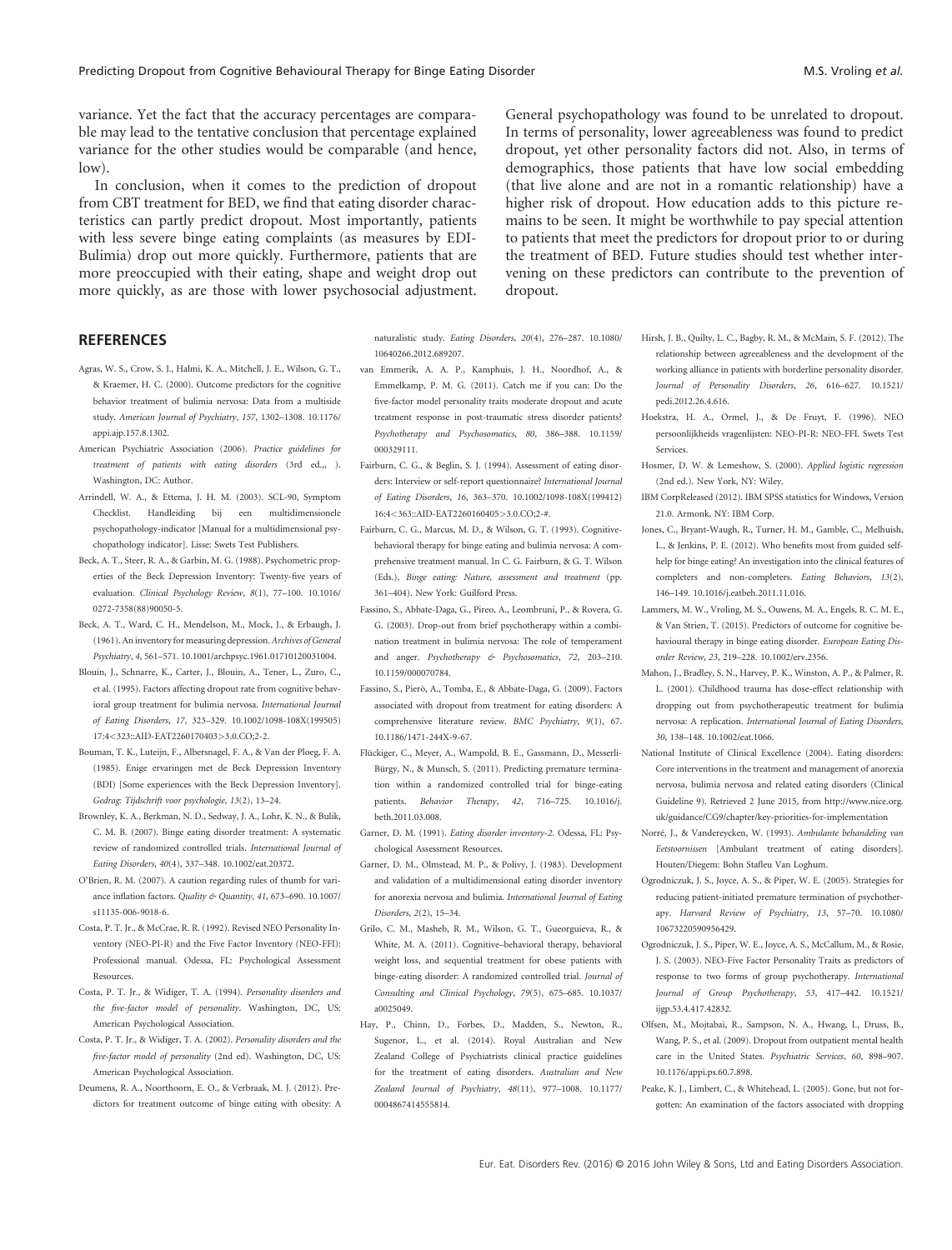variance. Yet the fact that the accuracy percentages are comparable may lead to the tentative conclusion that percentage explained variance for the other studies would be comparable (and hence, low).

In conclusion, when it comes to the prediction of dropout from CBT treatment for BED, we find that eating disorder characteristics can partly predict dropout. Most importantly, patients with less severe binge eating complaints (as measures by EDI-Bulimia) drop out more quickly. Furthermore, patients that are more preoccupied with their eating, shape and weight drop out more quickly, as are those with lower psychosocial adjustment. General psychopathology was found to be unrelated to dropout. In terms of personality, lower agreeableness was found to predict dropout, yet other personality factors did not. Also, in terms of demographics, those patients that have low social embedding (that live alone and are not in a romantic relationship) have a higher risk of dropout. How education adds to this picture remains to be seen. It might be worthwhile to pay special attention to patients that meet the predictors for dropout prior to or during the treatment of BED. Future studies should test whether intervening on these predictors can contribute to the prevention of dropout.

## REFERENCES

Agras, W. S., Crow, S. J., Halmi, K. A., Mitchell, J. E., Wilson, G. T., & Kraemer, H. C. (2000). Outcome predictors for the cognitive behavior treatment of bulimia nervosa: Data from a multisite study. *American Journal of Psychiatry*, *157*, 1302–1308. 10.1176/appi.ajp.157.8.1302.

American Psychiatric Association (2006). *Practice guidelines for treatment of patients with eating disorders* (3rd ed.,, ). Washington, DC: Author.

Arrindell, W. A., & Ettema, J. H. M. (2003). SCL-90, Symptom Checklist. Handleiding bij een multidimensionele psychopathology-indicator [Manual for a multidimensional psychopathology indicator]. Lisse: Swets Test Publishers.

Beck, A. T., Steer, R. A., & Garbin, M. G. (1988). Psychometric properties of the Beck Depression Inventory: Twenty-five years of evaluation. *Clinical Psychology Review*, *8*(1), 77–100. 10.1016/0272-7358(88)90050-5.

Beck, A. T., Ward, C. H., Mendelson, M., Mock, J., & Erbaugh, J. (1961). An inventory for measuring depression. *Archives of General Psychiatry*, *4*, 561–571. 10.1001/archpsyc.1961.01710120031004.

Blouin, J., Schnarre, K., Carter, J., Blouin, A., Tener, L., Zuro, C., et al. (1995). Factors affecting dropout rate from cognitive behavioral group treatment for bulimia nervosa. *International Journal of Eating Disorders*, *17*, 323–329. 10.1002/1098-108X(199505)17:4<323::AID-EAT2260170403>3.0.CO;2-2.

Bouman, T. K., Luteijn, F., Albersnagel, F. A., & Van der Ploeg, F. A. (1985). Enige ervaringen met de Beck Depression Inventory (BDI) [Some experiences with the Beck Depression Inventory]. *Gedrag: Tijdschrift voor psychologie*, *13*(2), 13–24.

Brownley, K. A., Berkman, N. D., Sedway, J. A., Lohr, K. N., & Bulik, C. M. B. (2007). Binge eating disorder treatment: A systematic review of randomized controlled trials. *International Journal of Eating Disorders*, *40*(4), 337–348. 10.1002/eat.20372.

O'Brien, R. M. (2007). A caution regarding rules of thumb for variance inflation factors. *Quality & Quantity*, *41*, 673–690. 10.1007/s11135-006-9018-6.

Costa, P. T. Jr., & McCrae, R. R. (1992). Revised NEO Personality Inventory (NEO-PI-R) and the Five Factor Inventory (NEO-FFI): Professional manual. Odessa, FL: Psychological Assessment Resources.

Costa, P. T. Jr., & Widiger, T. A. (1994). *Personality disorders and the five-factor model of personality*. Washington, DC, US: American Psychological Association.

Costa, P. T. Jr., & Widiger, T. A. (2002). *Personality disorders and the five-factor model of personality* (2nd ed). Washington, DC, US: American Psychological Association.

Deumens, R. A., Noorthoorn, E. O., & Verbraak, M. J. (2012). Predictors for treatment outcome of binge eating with obesity: A naturalistic study. *Eating Disorders*, *20*(4), 276–287. 10.1080/10640266.2012.689207.

van Emmerik, A. A. P., Kamphuis, J. H., Noordhof, A., & Emmelkamp, P. M. G. (2011). Catch me if you can: Do the five-factor model personality traits moderate dropout and acute treatment response in post-traumatic stress disorder patients? *Psychotherapy and Psychosomatics*, *80*, 386–388. 10.1159/000329111.

Fairburn, C. G., & Beglin, S. J. (1994). Assessment of eating disorders: Interview or self-report questionnaire? *International Journal of Eating Disorders*, *16*, 363–370. 10.1002/1098-108X(199412)16:4<363::AID-EAT2260160405>3.0.CO;2-#.

Fairburn, C. G., Marcus, M. D., & Wilson, G. T. (1993). Cognitive-behavioral therapy for binge eating and bulimia nervosa: A comprehensive treatment manual. In C. G. Fairburn, & G. T. Wilson (Eds.), *Binge eating: Nature, assessment and treatment* (pp. 361–404). New York: Guilford Press.

Fassino, S., Abbate-Daga, G., Pireo, A., Leombruni, P., & Rovera, G. G. (2003). Drop-out from brief psychotherapy within a combination treatment in bulimia nervosa: The role of temperament and anger. *Psychotherapy & Psychosomatics*, *72*, 203–210. 10.1159/000070784.

Fassino, S., Pierò, A., Tomba, E., & Abbate-Daga, G. (2009). Factors associated with dropout from treatment for eating disorders: A comprehensive literature review. *BMC Psychiatry*, *9*(1), 67. 10.1186/1471-244X-9-67.

Flückiger, C., Meyer, A., Wampold, B. E., Gassmann, D., Messerli-Bürgy, N., & Munsch, S. (2011). Predicting premature termination within a randomized controlled trial for binge-eating patients. *Behavior Therapy*, *42*, 716–725. 10.1016/j.beth.2011.03.008.

Garner, D. M. (1991). *Eating disorder inventory-2*. Odessa, FL: Psychological Assessment Resources.

Garner, D. M., Olmstead, M. P., & Polivy, J. (1983). Development and validation of a multidimensional eating disorder inventory for anorexia nervosa and bulimia. *International Journal of Eating Disorders*, *2*(2), 15–34.

Grilo, C. M., Masheb, R. M., Wilson, G. T., Gueorguieva, R., & White, M. A. (2011). Cognitive–behavioral therapy, behavioral weight loss, and sequential treatment for obese patients with binge-eating disorder: A randomized controlled trial. *Journal of Consulting and Clinical Psychology*, *79*(5), 675–685. 10.1037/a0025049.

Hay, P., Chinn, D., Forbes, D., Madden, S., Newton, R., Sugenor, L., et al. (2014). Royal Australian and New Zealand College of Psychiatrists clinical practice guidelines for the treatment of eating disorders. *Australian and New Zealand Journal of Psychiatry*, *48*(11), 977–1008. 10.1177/0004867414555814.

Hirsh, J. B., Quilty, L. C., Bagby, R. M., & McMain, S. F. (2012). The relationship between agreeableness and the development of the working alliance in patients with borderline personality disorder. *Journal of Personality Disorders*, *26*, 616–627. 10.1521/pedi.2012.26.4.616.

Hoekstra, H. A., Ormel, J., & De Fruyt, F. (1996). NEO persoonlijkheids vragenlijsten: NEO-PI-R: NEO-FFI. Swets Test Services.

Hosmer, D. W. & Lemeshow, S. (2000). *Applied logistic regression* (2nd ed.). New York, NY: Wiley.

IBM CorpReleased (2012). IBM SPSS statistics for Windows, Version 21.0. Armonk, NY: IBM Corp.

Jones, C., Bryant-Waugh, R., Turner, H. M., Gamble, C., Melhuish, L., & Jenkins, P. E. (2012). Who benefits most from guided self-help for binge eating? An investigation into the clinical features of completers and non-completers. *Eating Behaviors*, *13*(2), 146–149. 10.1016/j.eatbeh.2011.11.016.

Lammers, M. W., Vroling, M. S., Ouwens, M. A., Engels, R. C. M. E., & Van Strien, T. (2015). Predictors of outcome for cognitive behavioural therapy in binge eating disorder. *European Eating Disorder Review*, *23*, 219–228. 10.1002/erv.2356.

Mahon, J., Bradley, S. N., Harvey, P. K., Winston, A. P., & Palmer, R. L. (2001). Childhood trauma has dose-effect relationship with dropping out from psychotherapeutic treatment for bulimia nervosa: A replication. *International Journal of Eating Disorders*, *30*, 138–148. 10.1002/eat.1066.

National Institute of Clinical Excellence (2004). Eating disorders: Core interventions in the treatment and management of anorexia nervosa, bulimia nervosa and related eating disorders (Clinical Guideline 9). Retrieved 2 June 2015, from http://www.nice.org.uk/guidance/CG9/chapter/key-priorities-for-implementation

Norré, J., & Vandereycken, W. (1993). *Ambulante behandeling van Eetstoornissen* [Ambulant treatment of eating disorders]. Houten/Diegem: Bohn Stafleu Van Loghum.

Ogrodniczuk, J. S., Joyce, A. S., & Piper, W. E. (2005). Strategies for reducing patient-initiated premature termination of psychotherapy. *Harvard Review of Psychiatry*, *13*, 57–70. 10.1080/10673220590956429.

Ogrodniczuk, J. S., Piper, W. E., Joyce, A. S., McCallum, M., & Rosie, J. S. (2003). NEO-Five Factor Personality Traits as predictors of response to two forms of group psychotherapy. *International Journal of Group Psychotherapy*, *53*, 417–442. 10.1521/ijgp.53.4.417.42832.

Olfsen, M., Mojtabai, R., Sampson, N. A., Hwang, I., Druss, B., Wang, P. S., et al. (2009). Dropout from outpatient mental health care in the United States. *Psychiatric Services*, *60*, 898–907. 10.1176/appi.ps.60.7.898.

Peake, K. J., Limbert, C., & Whitehead, L. (2005). Gone, but not forgotten: An examination of the factors associated with dropping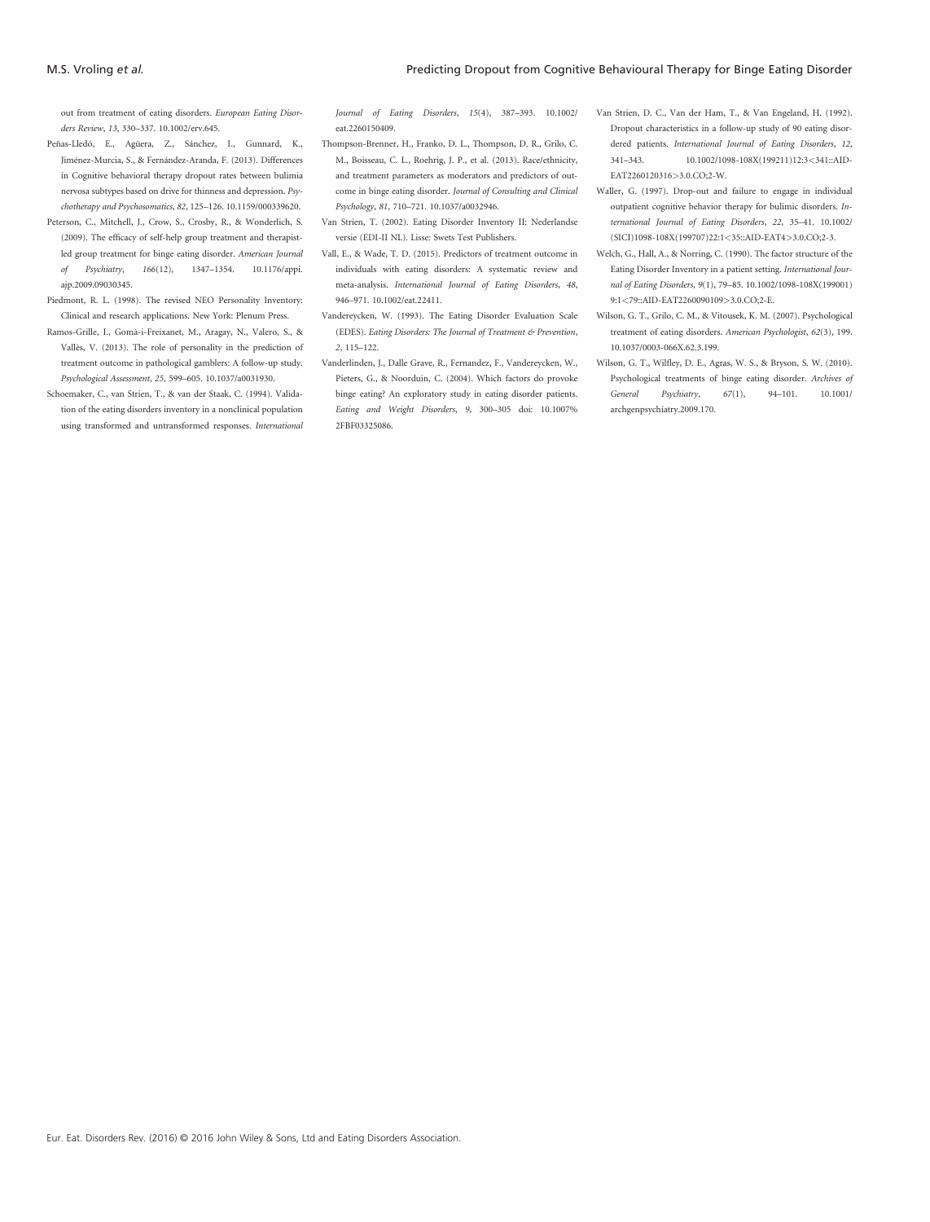out from treatment of eating disorders. *European Eating Disorders Review*, *13*, 330–337. 10.1002/erv.645.

Peñas-Lledó, E., Agüera, Z., Sánchez, I., Gunnard, K., Jiménez-Murcia, S., & Fernández-Aranda, F. (2013). Differences in Cognitive behavioral therapy dropout rates between bulimia nervosa subtypes based on drive for thinness and depression. *Psychotherapy and Psychosomatics*, *82*, 125–126. 10.1159/000339620.

Peterson, C., Mitchell, J., Crow, S., Crosby, R., & Wonderlich, S. (2009). The efficacy of self-help group treatment and therapist-led group treatment for binge eating disorder. *American Journal of Psychiatry*, *166*(12), 1347–1354. 10.1176/appi.ajp.2009.09030345.

Piedmont, R. L. (1998). The revised NEO Personality Inventory: Clinical and research applications. New York: Plenum Press.

Ramos-Grille, I., Gomà-i-Freixanet, M., Aragay, N., Valero, S., & Vallès, V. (2013). The role of personality in the prediction of treatment outcome in pathological gamblers: A follow-up study. *Psychological Assessment*, *25*, 599–605. 10.1037/a0031930.

Schoemaker, C., van Strien, T., & van der Staak, C. (1994). Validation of the eating disorders inventory in a nonclinical population using transformed and untransformed responses. *International Journal of Eating Disorders*, *15*(4), 387–393. 10.1002/eat.2260150409.

Thompson-Brenner, H., Franko, D. L., Thompson, D. R., Grilo, C. M., Boisseau, C. L., Roehrig, J. P., et al. (2013). Race/ethnicity, and treatment parameters as moderators and predictors of outcome in binge eating disorder. *Journal of Consulting and Clinical Psychology*, *81*, 710–721. 10.1037/a0032946.

Van Strien, T. (2002). Eating Disorder Inventory II: Nederlandse versie (EDI-II NL). Lisse: Swets Test Publishers.

Vall, E., & Wade, T. D. (2015). Predictors of treatment outcome in individuals with eating disorders: A systematic review and meta-analysis. *International Journal of Eating Disorders*, *48*, 946–971. 10.1002/eat.22411.

Vandereycken, W. (1993). The Eating Disorder Evaluation Scale (EDES). *Eating Disorders: The Journal of Treatment & Prevention*, *2*, 115–122.

Vanderlinden, J., Dalle Grave, R., Fernandez, F., Vandereycken, W., Pieters, G., & Noorduin, C. (2004). Which factors do provoke binge eating? An exploratory study in eating disorder patients. *Eating and Weight Disorders*, *9*, 300–305 doi: 10.1007%2FBF03325086.

Van Strien, D. C., Van der Ham, T., & Van Engeland, H. (1992). Dropout characteristics in a follow-up study of 90 eating disordered patients. *International Journal of Eating Disorders*, *12*, 341–343. 10.1002/1098-108X(199211)12:3<341::AID-EAT2260120316>3.0.CO;2-W.

Waller, G. (1997). Drop-out and failure to engage in individual outpatient cognitive behavior therapy for bulimic disorders. *International Journal of Eating Disorders*, *22*, 35–41. 10.1002/(SICI)1098-108X(199707)22:1<35::AID-EAT4>3.0.CO;2-3.

Welch, G., Hall, A., & Norring, C. (1990). The factor structure of the Eating Disorder Inventory in a patient setting. *International Journal of Eating Disorders*, *9*(1), 79–85. 10.1002/1098-108X(199001)9:1<79::AID-EAT2260090109>3.0.CO;2-E.

Wilson, G. T., Grilo, C. M., & Vitousek, K. M. (2007). Psychological treatment of eating disorders. *American Psychologist*, *62*(3), 199. 10.1037/0003-066X.62.3.199.

Wilson, G. T., Wilfley, D. E., Agras, W. S., & Bryson, S. W. (2010). Psychological treatments of binge eating disorder. *Archives of General Psychiatry*, *67*(1), 94–101. 10.1001/archgenpsychiatry.2009.170.